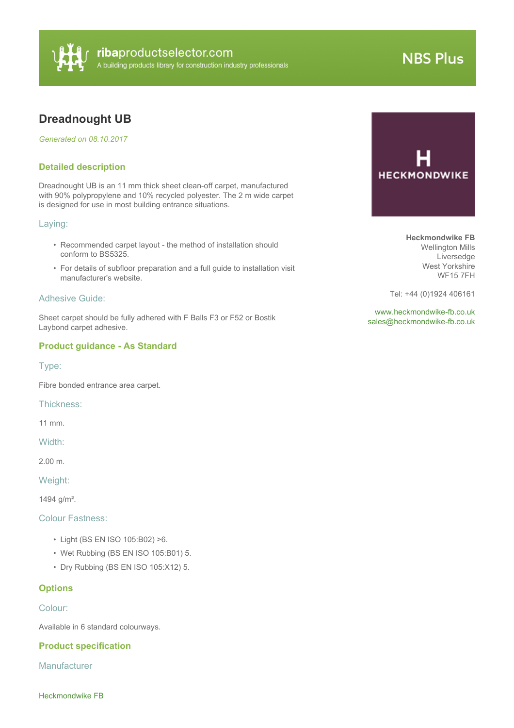ribaproductselector.com
A building products library for construction industry professionals

NBS Plus

# Dreadnought UB

*Generated on 08.10.2017*

Heckmondwike FB
Wellington Mills
Liversedge
West Yorkshire
WF15 7FH

Tel: +44 (0)1924 406161

www.heckmondwike-fb.co.uk
sales@heckmondwike-fb.co.uk

## Detailed description

Dreadnought UB is an 11 mm thick sheet clean-off carpet, manufactured with 90% polypropylene and 10% recycled polyester. The 2 m wide carpet is designed for use in most building entrance situations.

### Laying:

- Recommended carpet layout - the method of installation should conform to BS5325.
- For details of subfloor preparation and a full guide to installation visit manufacturer's website.

### Adhesive Guide:

Sheet carpet should be fully adhered with F Balls F3 or F52 or Bostik Laybond carpet adhesive.

## Product guidance - As Standard

### Type:

Fibre bonded entrance area carpet.

### Thickness:

11 mm.

### Width:

2.00 m.

### Weight:

1494 g/m².

### Colour Fastness:

- Light (BS EN ISO 105:B02) >6.
- Wet Rubbing (BS EN ISO 105:B01) 5.
- Dry Rubbing (BS EN ISO 105:X12) 5.

## Options

### Colour:

Available in 6 standard colourways.

## Product specification

### Manufacturer

Heckmondwike FB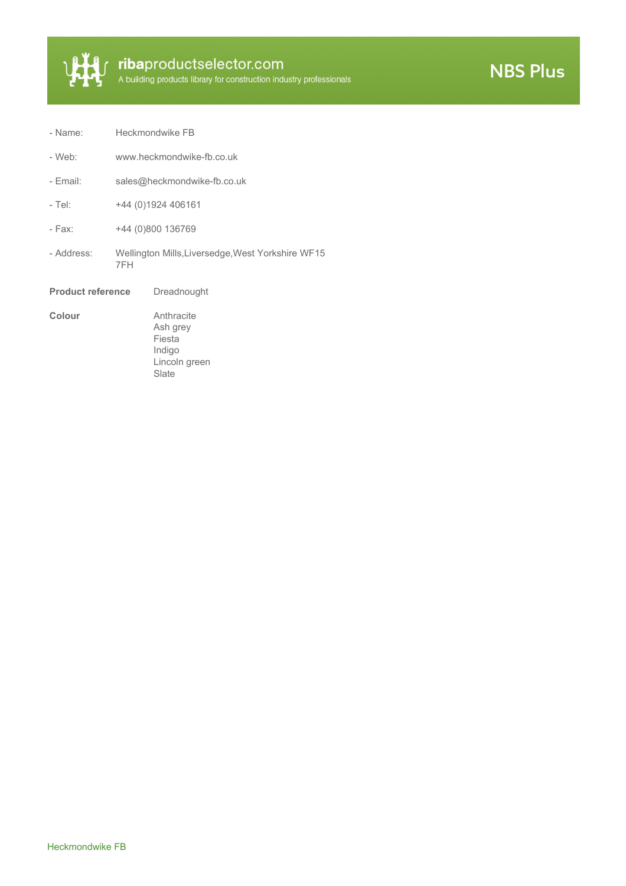- Name: Heckmondwike FB

- Web: www.heckmondwike-fb.co.uk

- Email: sales@heckmondwike-fb.co.uk

- Tel: +44 (0)1924 406161

- Fax: +44 (0)800 136769

- Address: Wellington Mills,Liversedge,West Yorkshire WF15 7FH

| | |
|---|---|
| **Product reference** | Dreadnought |
| **Colour** | Anthracite<br>Ash grey<br>Fiesta<br>Indigo<br>Lincoln green<br>Slate |